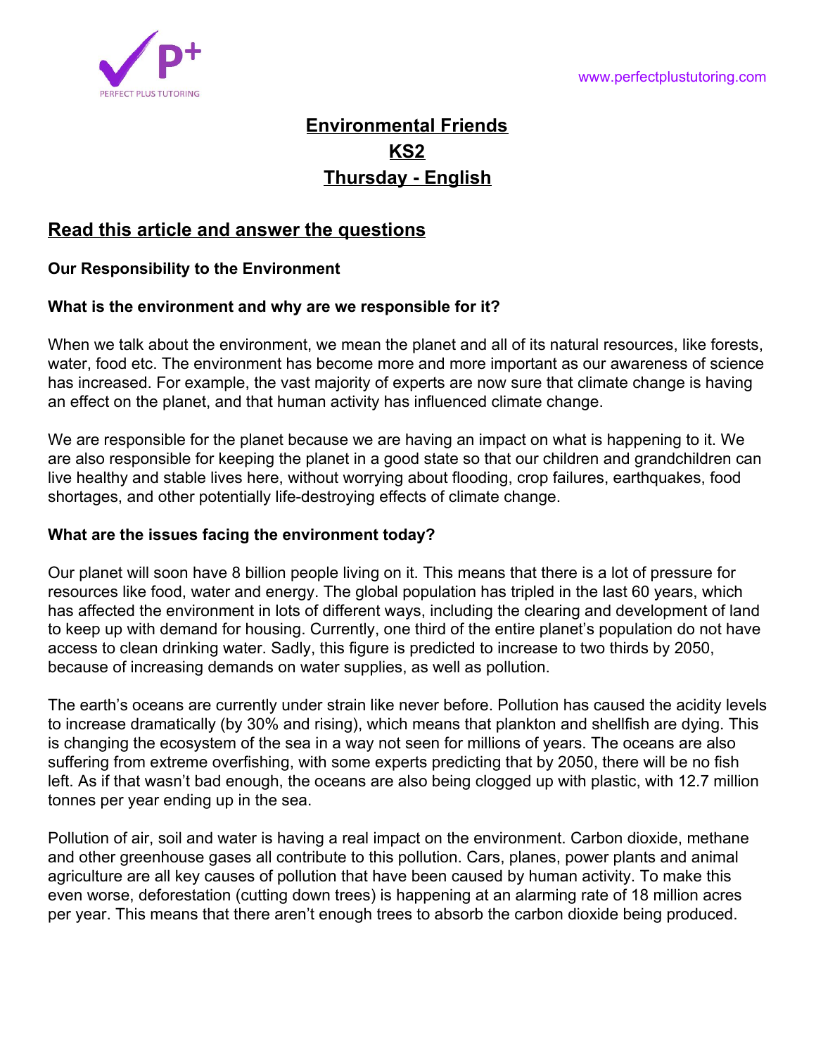# Environmental Friends
# KS2
# Thursday - English

## Read this article and answer the questions

### Our Responsibility to the Environment

#### What is the environment and why are we responsible for it?

When we talk about the environment, we mean the planet and all of its natural resources, like forests, water, food etc. The environment has become more and more important as our awareness of science has increased. For example, the vast majority of experts are now sure that climate change is having an effect on the planet, and that human activity has influenced climate change.

We are responsible for the planet because we are having an impact on what is happening to it. We are also responsible for keeping the planet in a good state so that our children and grandchildren can live healthy and stable lives here, without worrying about flooding, crop failures, earthquakes, food shortages, and other potentially life-destroying effects of climate change.

#### What are the issues facing the environment today?

Our planet will soon have 8 billion people living on it. This means that there is a lot of pressure for resources like food, water and energy. The global population has tripled in the last 60 years, which has affected the environment in lots of different ways, including the clearing and development of land to keep up with demand for housing. Currently, one third of the entire planet's population do not have access to clean drinking water. Sadly, this figure is predicted to increase to two thirds by 2050, because of increasing demands on water supplies, as well as pollution.

The earth's oceans are currently under strain like never before. Pollution has caused the acidity levels to increase dramatically (by 30% and rising), which means that plankton and shellfish are dying. This is changing the ecosystem of the sea in a way not seen for millions of years. The oceans are also suffering from extreme overfishing, with some experts predicting that by 2050, there will be no fish left. As if that wasn't bad enough, the oceans are also being clogged up with plastic, with 12.7 million tonnes per year ending up in the sea.

Pollution of air, soil and water is having a real impact on the environment. Carbon dioxide, methane and other greenhouse gases all contribute to this pollution. Cars, planes, power plants and animal agriculture are all key causes of pollution that have been caused by human activity. To make this even worse, deforestation (cutting down trees) is happening at an alarming rate of 18 million acres per year. This means that there aren't enough trees to absorb the carbon dioxide being produced.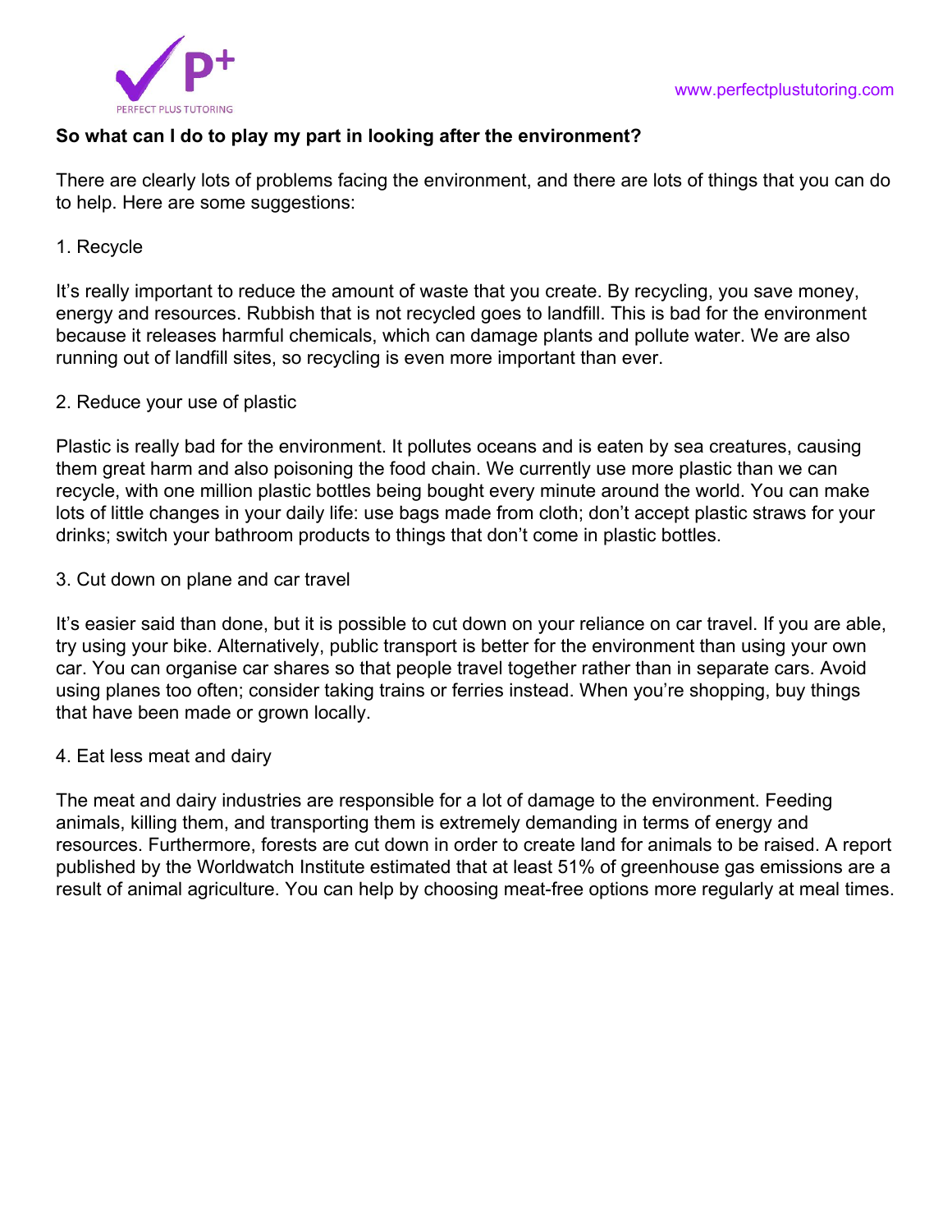**So what can I do to play my part in looking after the environment?**

There are clearly lots of problems facing the environment, and there are lots of things that you can do to help. Here are some suggestions:

1. Recycle

It's really important to reduce the amount of waste that you create. By recycling, you save money, energy and resources. Rubbish that is not recycled goes to landfill. This is bad for the environment because it releases harmful chemicals, which can damage plants and pollute water. We are also running out of landfill sites, so recycling is even more important than ever.

2. Reduce your use of plastic

Plastic is really bad for the environment. It pollutes oceans and is eaten by sea creatures, causing them great harm and also poisoning the food chain. We currently use more plastic than we can recycle, with one million plastic bottles being bought every minute around the world. You can make lots of little changes in your daily life: use bags made from cloth; don't accept plastic straws for your drinks; switch your bathroom products to things that don't come in plastic bottles.

3. Cut down on plane and car travel

It's easier said than done, but it is possible to cut down on your reliance on car travel. If you are able, try using your bike. Alternatively, public transport is better for the environment than using your own car. You can organise car shares so that people travel together rather than in separate cars. Avoid using planes too often; consider taking trains or ferries instead. When you're shopping, buy things that have been made or grown locally.

4. Eat less meat and dairy

The meat and dairy industries are responsible for a lot of damage to the environment. Feeding animals, killing them, and transporting them is extremely demanding in terms of energy and resources. Furthermore, forests are cut down in order to create land for animals to be raised. A report published by the Worldwatch Institute estimated that at least 51% of greenhouse gas emissions are a result of animal agriculture. You can help by choosing meat-free options more regularly at meal times.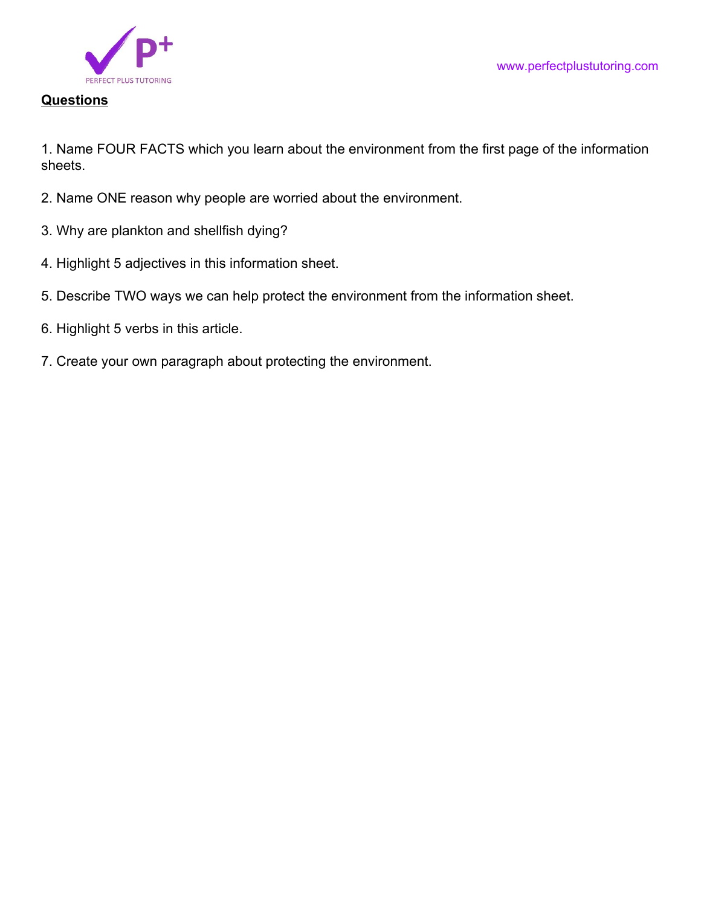**Questions**

1. Name FOUR FACTS which you learn about the environment from the first page of the information sheets.

2. Name ONE reason why people are worried about the environment.

3. Why are plankton and shellfish dying?

4. Highlight 5 adjectives in this information sheet.

5. Describe TWO ways we can help protect the environment from the information sheet.

6. Highlight 5 verbs in this article.

7. Create your own paragraph about protecting the environment.